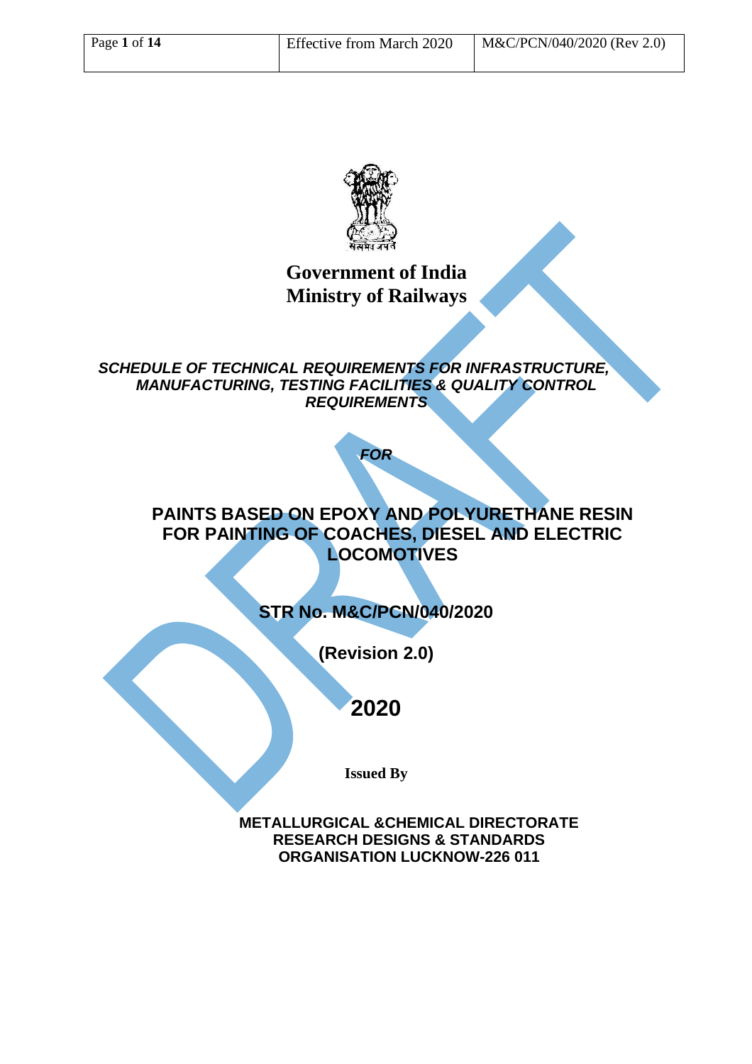# Government of India
# Ministry of Railways

***SCHEDULE OF TECHNICAL REQUIREMENTS FOR INFRASTRUCTURE, MANUFACTURING, TESTING FACILITIES & QUALITY CONTROL REQUIREMENTS***

***FOR***

## PAINTS BASED ON EPOXY AND POLYURETHANE RESIN FOR PAINTING OF COACHES, DIESEL AND ELECTRIC LOCOMOTIVES

**STR No. M&C/PCN/040/2020**

**(Revision 2.0)**

**2020**

**Issued By**

**METALLURGICAL &CHEMICAL DIRECTORATE**
**RESEARCH DESIGNS & STANDARDS ORGANISATION LUCKNOW-226 011**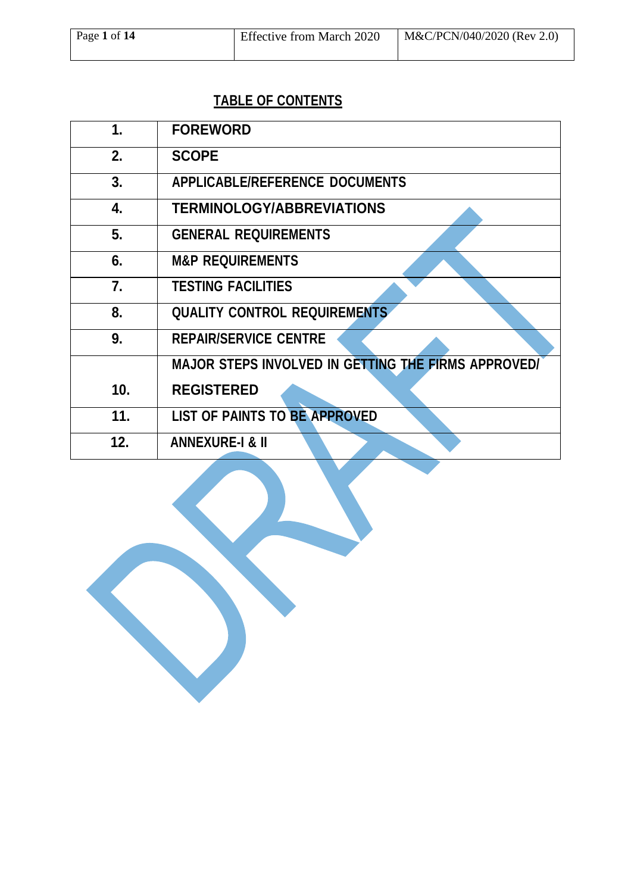## TABLE OF CONTENTS

| | |
|---|---|
| 1. | FOREWORD |
| 2. | SCOPE |
| 3. | APPLICABLE/REFERENCE DOCUMENTS |
| 4. | TERMINOLOGY/ABBREVIATIONS |
| 5. | GENERAL REQUIREMENTS |
| 6. | M&P REQUIREMENTS |
| 7. | TESTING FACILITIES |
| 8. | QUALITY CONTROL REQUIREMENTS |
| 9. | REPAIR/SERVICE CENTRE |
| 10. | MAJOR STEPS INVOLVED IN GETTING THE FIRMS APPROVED/ REGISTERED |
| 11. | LIST OF PAINTS TO BE APPROVED |
| 12. | ANNEXURE-I & II |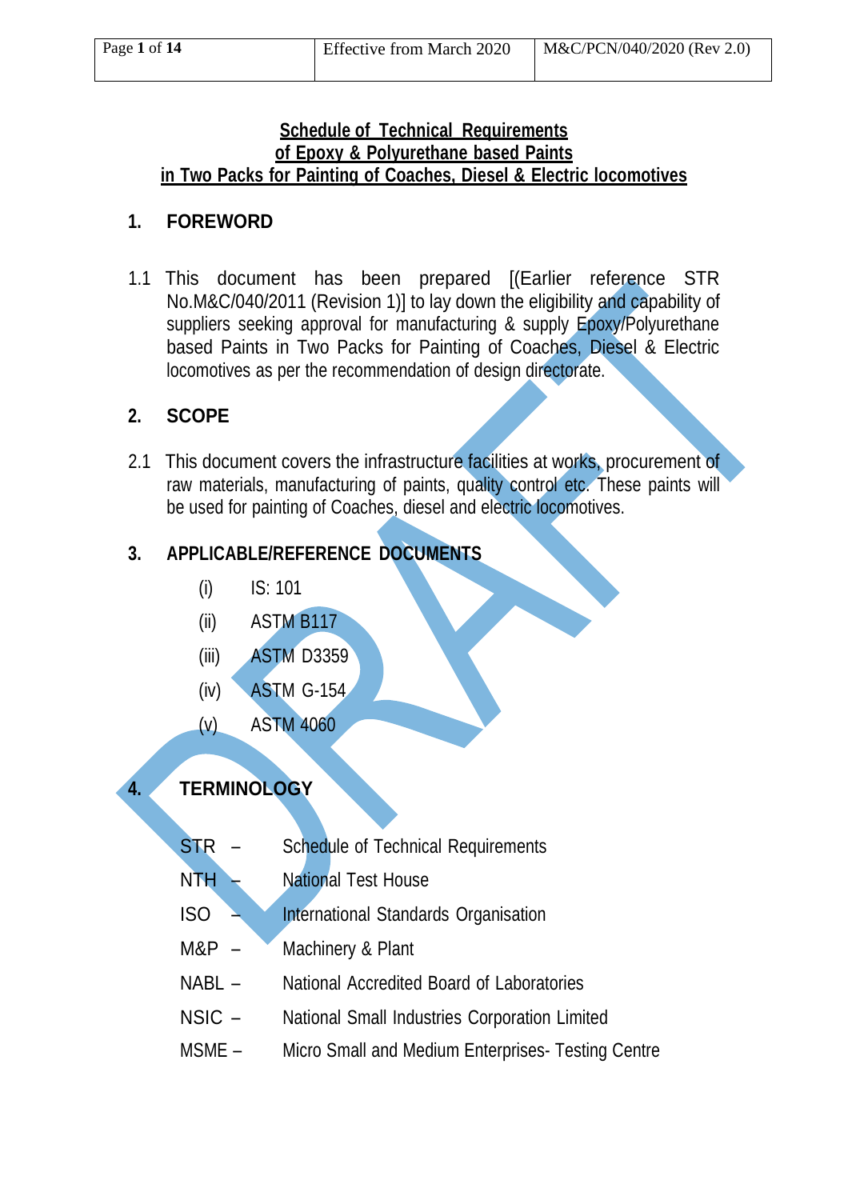**Schedule of Technical Requirements**
**of Epoxy & Polyurethane based Paints**
**in Two Packs for Painting of Coaches, Diesel & Electric locomotives**

## 1. FOREWORD

1.1 This document has been prepared [(Earlier reference STR No.M&C/040/2011 (Revision 1)] to lay down the eligibility and capability of suppliers seeking approval for manufacturing & supply Epoxy/Polyurethane based Paints in Two Packs for Painting of Coaches, Diesel & Electric locomotives as per the recommendation of design directorate.

## 2. SCOPE

2.1 This document covers the infrastructure facilities at works, procurement of raw materials, manufacturing of paints, quality control etc. These paints will be used for painting of Coaches, diesel and electric locomotives.

## 3. APPLICABLE/REFERENCE DOCUMENTS

- (i) IS: 101
- (ii) ASTM B117
- (iii) ASTM D3359
- (iv) ASTM G-154
- (v) ASTM 4060

## 4. TERMINOLOGY

- STR – Schedule of Technical Requirements
- NTH – National Test House
- ISO – International Standards Organisation
- M&P – Machinery & Plant
- NABL – National Accredited Board of Laboratories
- NSIC – National Small Industries Corporation Limited
- MSME – Micro Small and Medium Enterprises- Testing Centre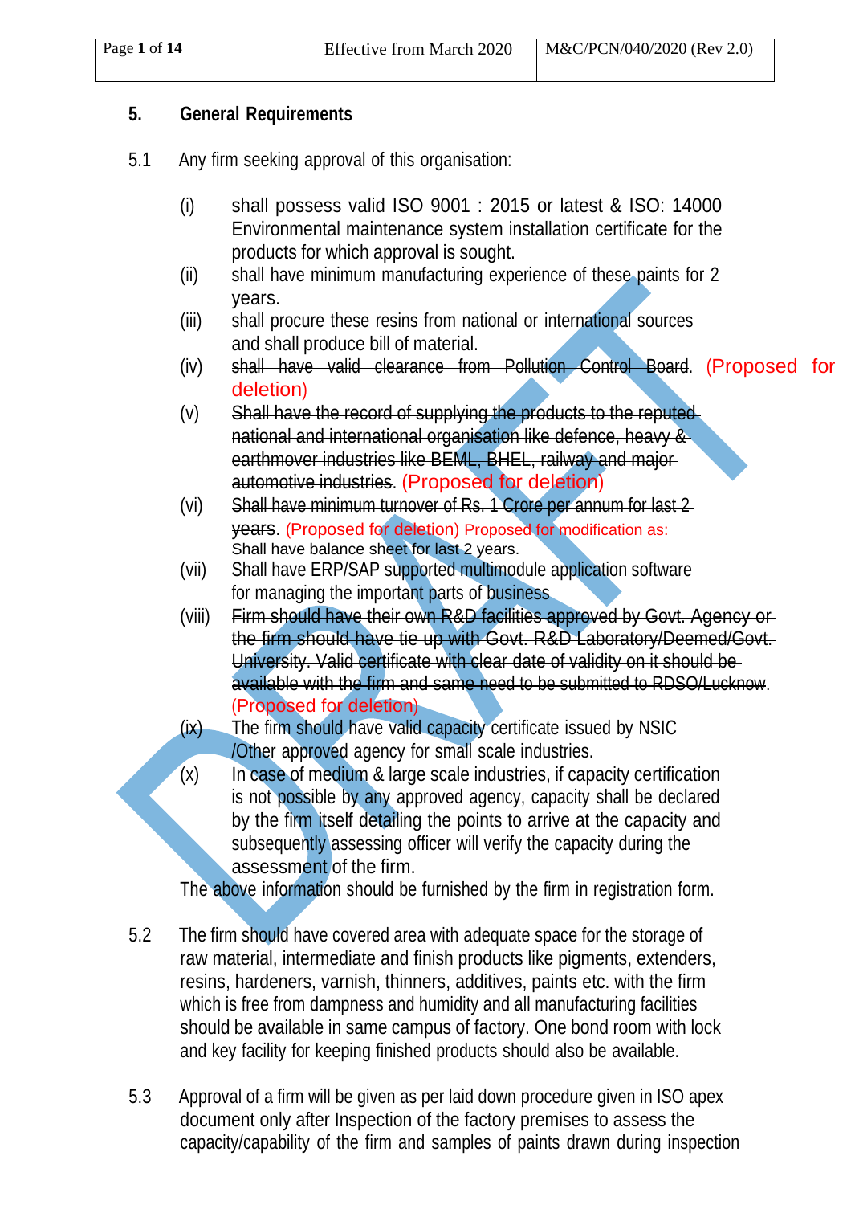## 5. General Requirements

5.1 Any firm seeking approval of this organisation:

(i) shall possess valid ISO 9001 : 2015 or latest & ISO: 14000 Environmental maintenance system installation certificate for the products for which approval is sought.

(ii) shall have minimum manufacturing experience of these paints for 2 years.

(iii) shall procure these resins from national or international sources and shall produce bill of material.

(iv) ~~shall have valid clearance from Pollution Control Board~~. (Proposed for deletion)

(v) ~~Shall have the record of supplying the products to the reputed national and international organisation like defence, heavy & earthmover industries like BEML, BHEL, railway and major automotive industries~~. (Proposed for deletion)

(vi) ~~Shall have minimum turnover of Rs. 1 Crore per annum for last 2 years~~. (Proposed for deletion) Proposed for modification as: Shall have balance sheet for last 2 years.

(vii) Shall have ERP/SAP supported multimodule application software for managing the important parts of business

(viii) ~~Firm should have their own R&D facilities approved by Govt. Agency or the firm should have tie up with Govt. R&D Laboratory/Deemed/Govt. University. Valid certificate with clear date of validity on it should be available with the firm and same need to be submitted to RDSO/Lucknow~~. (Proposed for deletion)

(ix) The firm should have valid capacity certificate issued by NSIC /Other approved agency for small scale industries.

(x) In case of medium & large scale industries, if capacity certification is not possible by any approved agency, capacity shall be declared by the firm itself detailing the points to arrive at the capacity and subsequently assessing officer will verify the capacity during the assessment of the firm.

The above information should be furnished by the firm in registration form.

5.2 The firm should have covered area with adequate space for the storage of raw material, intermediate and finish products like pigments, extenders, resins, hardeners, varnish, thinners, additives, paints etc. with the firm which is free from dampness and humidity and all manufacturing facilities should be available in same campus of factory. One bond room with lock and key facility for keeping finished products should also be available.

5.3 Approval of a firm will be given as per laid down procedure given in ISO apex document only after Inspection of the factory premises to assess the capacity/capability of the firm and samples of paints drawn during inspection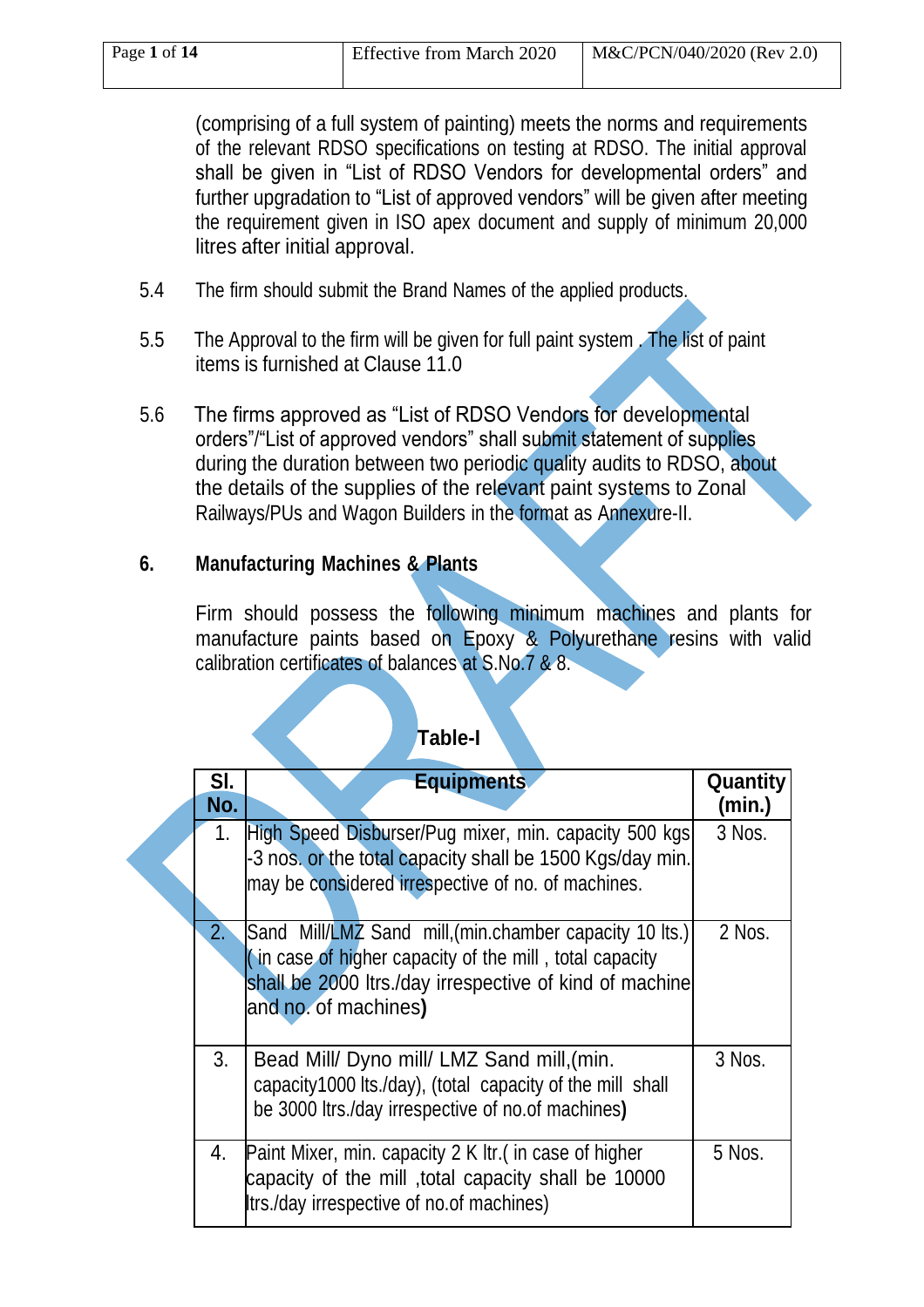(comprising of a full system of painting) meets the norms and requirements of the relevant RDSO specifications on testing at RDSO. The initial approval shall be given in "List of RDSO Vendors for developmental orders" and further upgradation to "List of approved vendors" will be given after meeting the requirement given in ISO apex document and supply of minimum 20,000 litres after initial approval.

5.4 The firm should submit the Brand Names of the applied products.

5.5 The Approval to the firm will be given for full paint system . The list of paint items is furnished at Clause 11.0

5.6 The firms approved as "List of RDSO Vendors for developmental orders"/"List of approved vendors" shall submit statement of supplies during the duration between two periodic quality audits to RDSO, about the details of the supplies of the relevant paint systems to Zonal Railways/PUs and Wagon Builders in the format as Annexure-II.

## 6. Manufacturing Machines & Plants

Firm should possess the following minimum machines and plants for manufacture paints based on Epoxy & Polyurethane resins with valid calibration certificates of balances at S.No.7 & 8.

**Table-I**

| Sl. No. | Equipments | Quantity (min.) |
|---|---|---|
| 1. | High Speed Disburser/Pug mixer, min. capacity 500 kgs -3 nos. or the total capacity shall be 1500 Kgs/day min. may be considered irrespective of no. of machines. | 3 Nos. |
| 2. | Sand Mill/LMZ Sand mill,(min.chamber capacity 10 lts.) ( in case of higher capacity of the mill , total capacity shall be 2000 ltrs./day irrespective of kind of machine and no. of machines**)** | 2 Nos. |
| 3. | Bead Mill/ Dyno mill/ LMZ Sand mill,(min. capacity1000 lts./day), (total capacity of the mill shall be 3000 ltrs./day irrespective of no.of machines**)** | 3 Nos. |
| 4. | Paint Mixer, min. capacity 2 K ltr.( in case of higher capacity of the mill ,total capacity shall be 10000 ltrs./day irrespective of no.of machines) | 5 Nos. |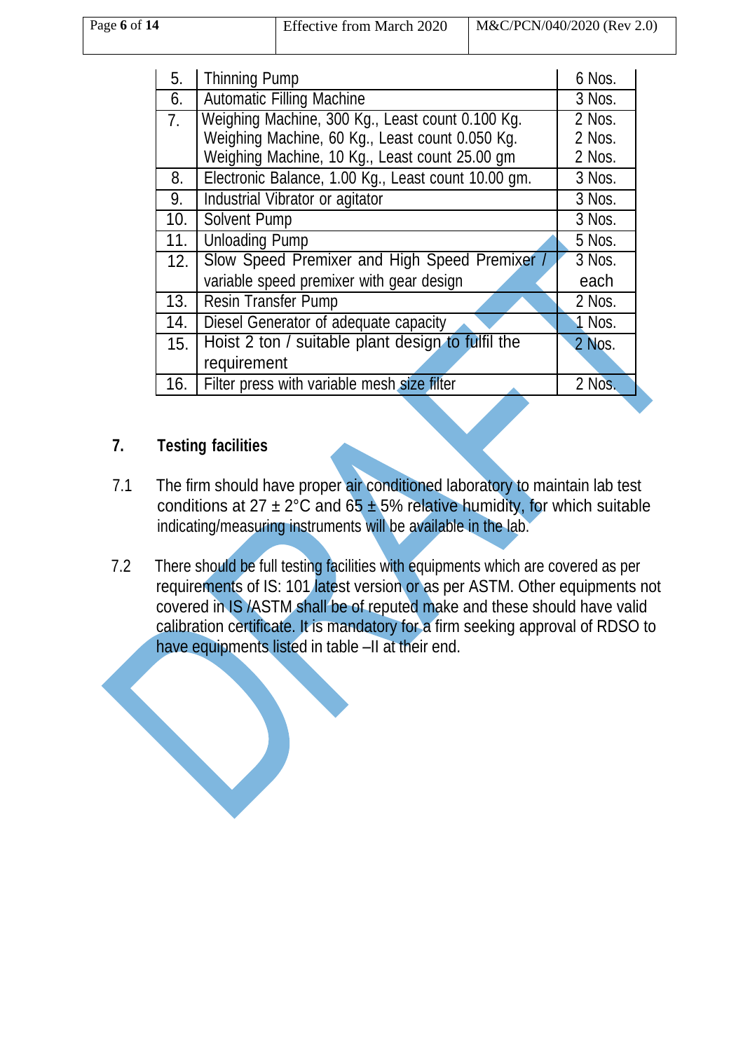| 5. | Thinning Pump | 6 Nos. |
|---|---|---|
| 6. | Automatic Filling Machine | 3 Nos. |
| 7. | Weighing Machine, 300 Kg., Least count 0.100 Kg.<br>Weighing Machine, 60 Kg., Least count 0.050 Kg.<br>Weighing Machine, 10 Kg., Least count 25.00 gm | 2 Nos.<br>2 Nos.<br>2 Nos. |
| 8. | Electronic Balance, 1.00 Kg., Least count 10.00 gm. | 3 Nos. |
| 9. | Industrial Vibrator or agitator | 3 Nos. |
| 10. | Solvent Pump | 3 Nos. |
| 11. | Unloading Pump | 5 Nos. |
| 12. | Slow Speed Premixer and High Speed Premixer / variable speed premixer with gear design | 3 Nos. each |
| 13. | Resin Transfer Pump | 2 Nos. |
| 14. | Diesel Generator of adequate capacity | 1 Nos. |
| 15. | Hoist 2 ton / suitable plant design to fulfil the requirement | 2 Nos. |
| 16. | Filter press with variable mesh size filter | 2 Nos. |

## 7. Testing facilities

7.1 The firm should have proper air conditioned laboratory to maintain lab test conditions at 27 ± 2°C and 65 ± 5% relative humidity, for which suitable indicating/measuring instruments will be available in the lab.

7.2 There should be full testing facilities with equipments which are covered as per requirements of IS: 101 latest version or as per ASTM. Other equipments not covered in IS /ASTM shall be of reputed make and these should have valid calibration certificate. It is mandatory for a firm seeking approval of RDSO to have equipments listed in table –II at their end.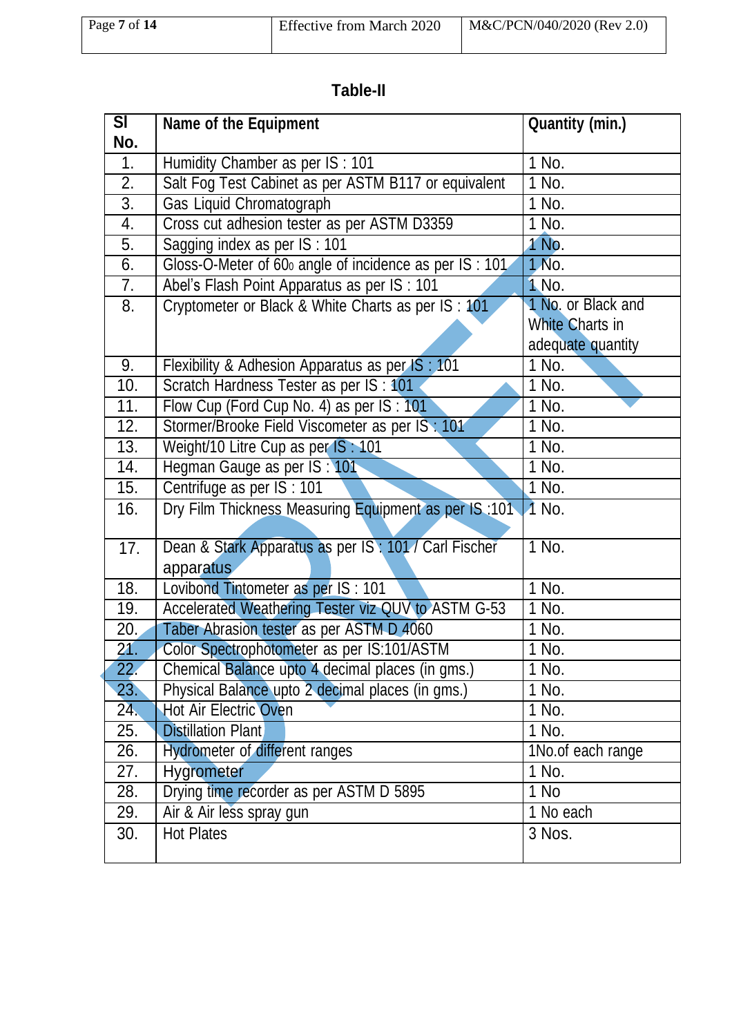## Table-II

| Sl No. | Name of the Equipment | Quantity (min.) |
|---|---|---|
| 1. | Humidity Chamber as per IS : 101 | 1 No. |
| 2. | Salt Fog Test Cabinet as per ASTM B117 or equivalent | 1 No. |
| 3. | Gas Liquid Chromatograph | 1 No. |
| 4. | Cross cut adhesion tester as per ASTM D3359 | 1 No. |
| 5. | Sagging index as per IS : 101 | 1 No. |
| 6. | Gloss-O-Meter of $60^0$ angle of incidence as per IS : 101 | 1 No. |
| 7. | Abel's Flash Point Apparatus as per IS : 101 | 1 No. |
| 8. | Cryptometer or Black & White Charts as per IS : 101 | 1 No. or Black and White Charts in adequate quantity |
| 9. | Flexibility & Adhesion Apparatus as per IS : 101 | 1 No. |
| 10. | Scratch Hardness Tester as per IS : 101 | 1 No. |
| 11. | Flow Cup (Ford Cup No. 4) as per IS : 101 | 1 No. |
| 12. | Stormer/Brooke Field Viscometer as per IS : 101 | 1 No. |
| 13. | Weight/10 Litre Cup as per IS : 101 | 1 No. |
| 14. | Hegman Gauge as per IS : 101 | 1 No. |
| 15. | Centrifuge as per IS : 101 | 1 No. |
| 16. | Dry Film Thickness Measuring Equipment as per IS :101 | 1 No. |
| 17. | Dean & Stark Apparatus as per IS : 101 / Carl Fischer apparatus | 1 No. |
| 18. | Lovibond Tintometer as per IS : 101 | 1 No. |
| 19. | Accelerated Weathering Tester viz QUV to ASTM G-53 | 1 No. |
| 20. | Taber Abrasion tester as per ASTM D 4060 | 1 No. |
| 21. | Color Spectrophotometer as per IS:101/ASTM | 1 No. |
| 22. | Chemical Balance upto 4 decimal places (in gms.) | 1 No. |
| 23. | Physical Balance upto 2 decimal places (in gms.) | 1 No. |
| 24. | Hot Air Electric Oven | 1 No. |
| 25. | Distillation Plant | 1 No. |
| 26. | Hydrometer of different ranges | 1No.of each range |
| 27. | Hygrometer | 1 No. |
| 28. | Drying time recorder as per ASTM D 5895 | 1 No |
| 29. | Air & Air less spray gun | 1 No each |
| 30. | Hot Plates | 3 Nos. |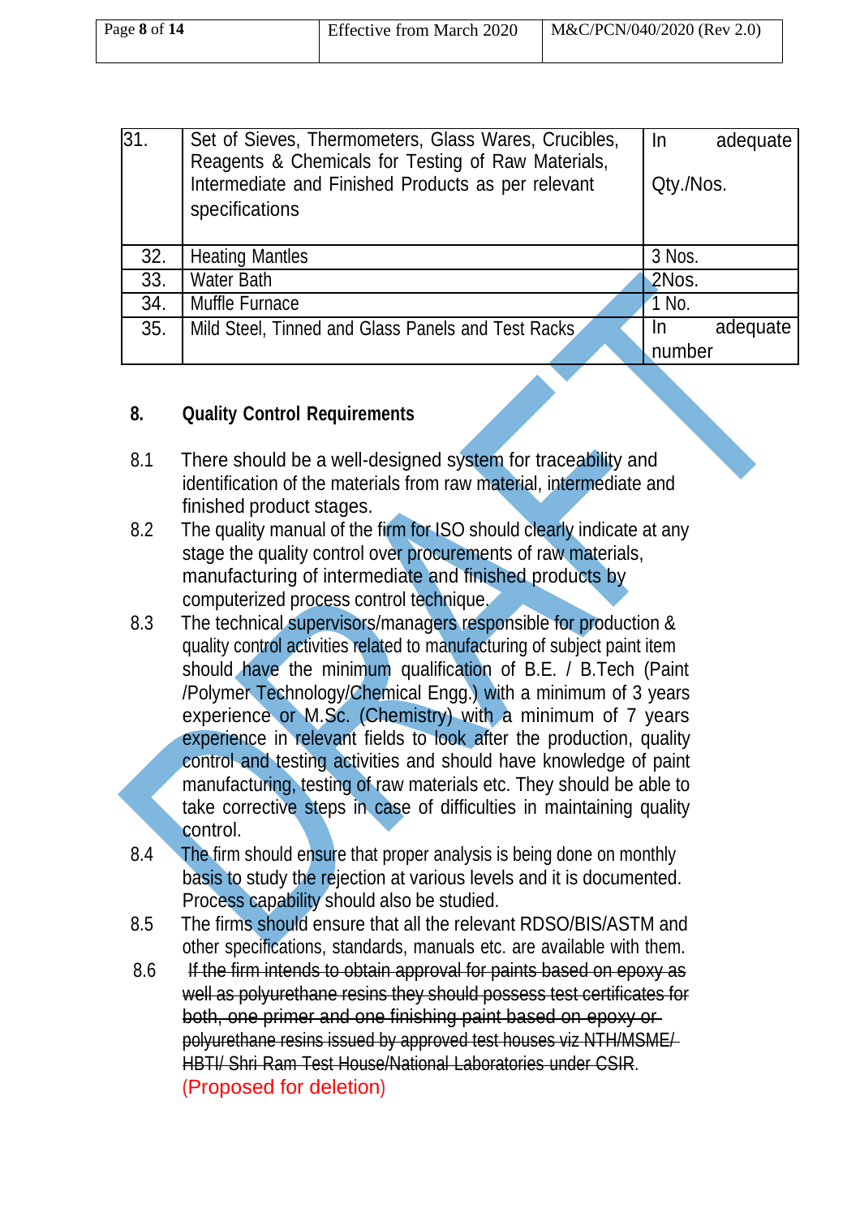| 31. | Set of Sieves, Thermometers, Glass Wares, Crucibles, Reagents & Chemicals for Testing of Raw Materials, Intermediate and Finished Products as per relevant specifications | In adequate Qty./Nos. |
|---|---|---|
| 32. | Heating Mantles | 3 Nos. |
| 33. | Water Bath | 2Nos. |
| 34. | Muffle Furnace | 1 No. |
| 35. | Mild Steel, Tinned and Glass Panels and Test Racks | In adequate number |

## 8. Quality Control Requirements

8.1 There should be a well-designed system for traceability and identification of the materials from raw material, intermediate and finished product stages.

8.2 The quality manual of the firm for ISO should clearly indicate at any stage the quality control over procurements of raw materials, manufacturing of intermediate and finished products by computerized process control technique.

8.3 The technical supervisors/managers responsible for production & quality control activities related to manufacturing of subject paint item should have the minimum qualification of B.E. / B.Tech (Paint /Polymer Technology/Chemical Engg.) with a minimum of 3 years experience or M.Sc. (Chemistry) with a minimum of 7 years experience in relevant fields to look after the production, quality control and testing activities and should have knowledge of paint manufacturing, testing of raw materials etc. They should be able to take corrective steps in case of difficulties in maintaining quality control.

8.4 The firm should ensure that proper analysis is being done on monthly basis to study the rejection at various levels and it is documented. Process capability should also be studied.

8.5 The firms should ensure that all the relevant RDSO/BIS/ASTM and other specifications, standards, manuals etc. are available with them.

8.6 ~~If the firm intends to obtain approval for paints based on epoxy as well as polyurethane resins they should possess test certificates for both, one primer and one finishing paint based on epoxy or polyurethane resins issued by approved test houses viz NTH/MSME/ HBTI/ Shri Ram Test House/National Laboratories under CSIR.~~ (Proposed for deletion)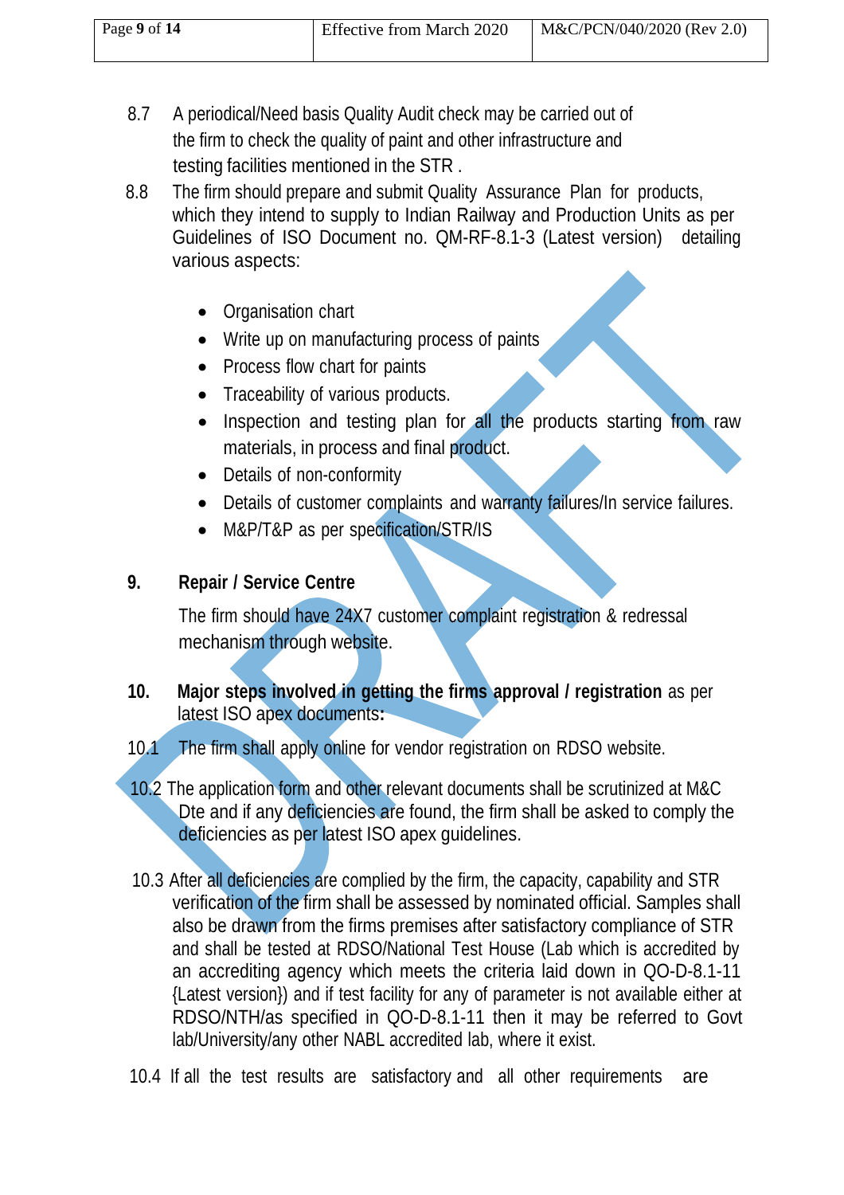8.7 A periodical/Need basis Quality Audit check may be carried out of the firm to check the quality of paint and other infrastructure and testing facilities mentioned in the STR .

8.8 The firm should prepare and submit Quality Assurance Plan for products, which they intend to supply to Indian Railway and Production Units as per Guidelines of ISO Document no. QM-RF-8.1-3 (Latest version) detailing various aspects:

- Organisation chart
- Write up on manufacturing process of paints
- Process flow chart for paints
- Traceability of various products.
- Inspection and testing plan for all the products starting from raw materials, in process and final product.
- Details of non-conformity
- Details of customer complaints and warranty failures/In service failures.
- M&P/T&P as per specification/STR/IS

**9. Repair / Service Centre**

The firm should have 24X7 customer complaint registration & redressal mechanism through website.

**10. Major steps involved in getting the firms approval / registration** as per latest ISO apex documents**:**

10.1 The firm shall apply online for vendor registration on RDSO website.

10.2 The application form and other relevant documents shall be scrutinized at M&C Dte and if any deficiencies are found, the firm shall be asked to comply the deficiencies as per latest ISO apex guidelines.

10.3 After all deficiencies are complied by the firm, the capacity, capability and STR verification of the firm shall be assessed by nominated official. Samples shall also be drawn from the firms premises after satisfactory compliance of STR and shall be tested at RDSO/National Test House (Lab which is accredited by an accrediting agency which meets the criteria laid down in QO-D-8.1-11 {Latest version}) and if test facility for any of parameter is not available either at RDSO/NTH/as specified in QO-D-8.1-11 then it may be referred to Govt lab/University/any other NABL accredited lab, where it exist.

10.4 If all the test results are satisfactory and all other requirements are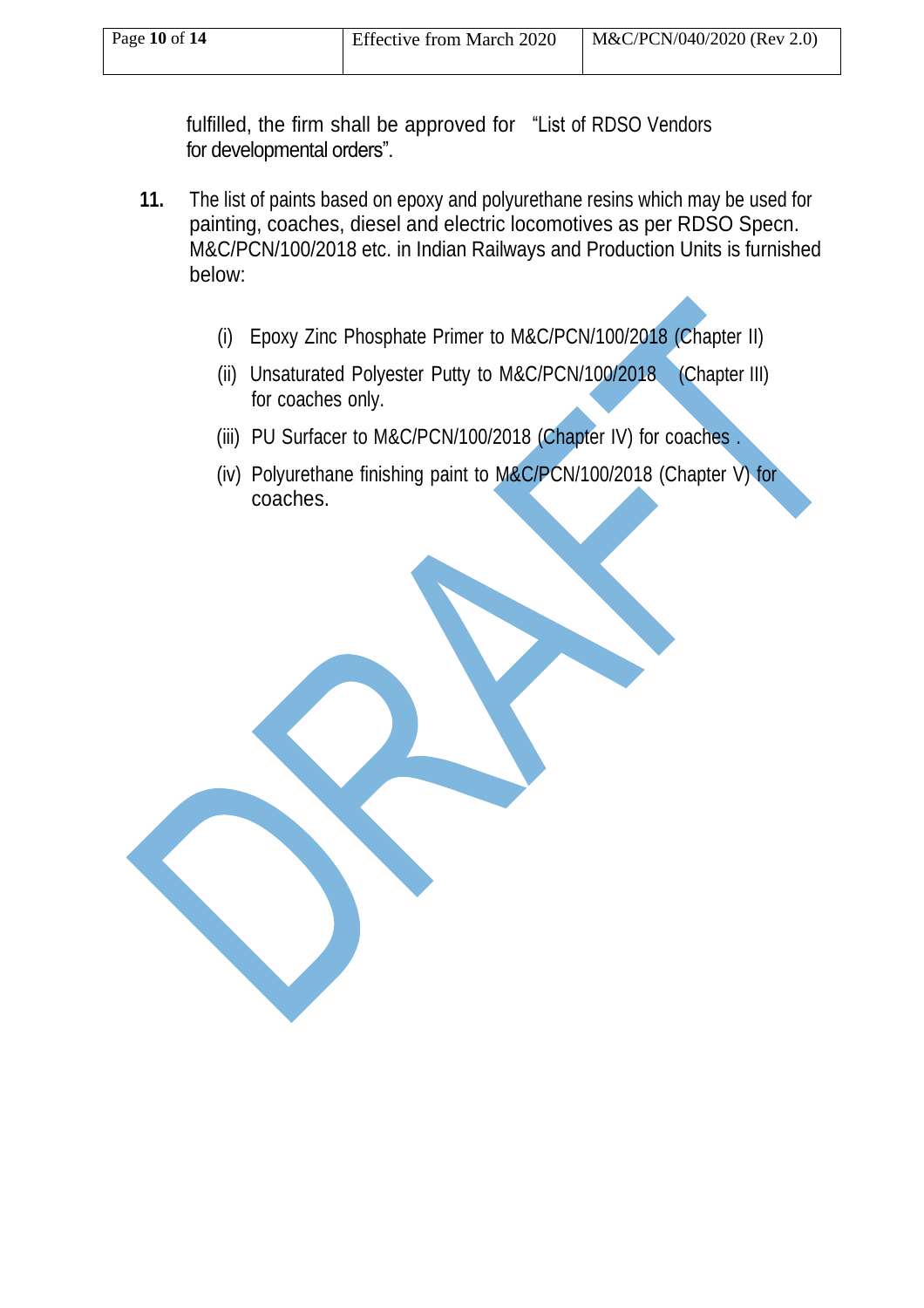fulfilled, the firm shall be approved for "List of RDSO Vendors for developmental orders".

**11.** The list of paints based on epoxy and polyurethane resins which may be used for painting, coaches, diesel and electric locomotives as per RDSO Specn. M&C/PCN/100/2018 etc. in Indian Railways and Production Units is furnished below:

(i) Epoxy Zinc Phosphate Primer to M&C/PCN/100/2018 (Chapter II)

(ii) Unsaturated Polyester Putty to M&C/PCN/100/2018 (Chapter III) for coaches only.

(iii) PU Surfacer to M&C/PCN/100/2018 (Chapter IV) for coaches .

(iv) Polyurethane finishing paint to M&C/PCN/100/2018 (Chapter V) for coaches.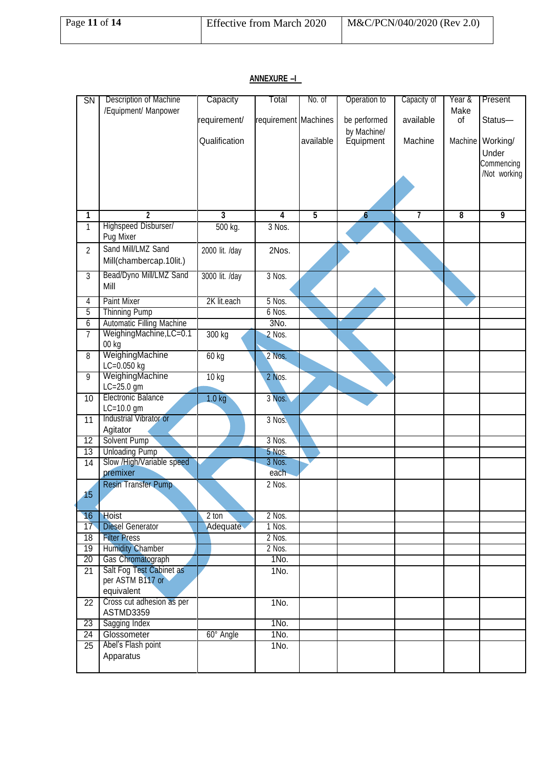## ANNEXURE –I

| SN | Description of Machine /Equipment/ Manpower | Capacity requirement/ Qualification | Total requirement | No. of Machines available | Operation to be performed by Machine/ Equipment | Capacity of available Machine | Year & Make of Machine | Present Status— Working/ Under Commencing /Not working |
|---|---|---|---|---|---|---|---|---|
| 1 | 2 | 3 | 4 | 5 | 6 | 7 | 8 | 9 |
| 1 | Highspeed Disburser/ Pug Mixer | 500 kg. | 3 Nos. | | | | | |
| 2 | Sand Mill/LMZ Sand Mill(chambercap.10lit.) | 2000 lit. /day | 2Nos. | | | | | |
| 3 | Bead/Dyno Mill/LMZ Sand Mill | 3000 lit. /day | 3 Nos. | | | | | |
| 4 | Paint Mixer | 2K lit.each | 5 Nos. | | | | | |
| 5 | Thinning Pump | | 6 Nos. | | | | | |
| 6 | Automatic Filling Machine | | 3No. | | | | | |
| 7 | WeighingMachine,LC=0.100 kg | 300 kg | 2 Nos. | | | | | |
| 8 | WeighingMachine LC=0.050 kg | 60 kg | 2 Nos. | | | | | |
| 9 | WeighingMachine LC=25.0 gm | 10 kg | 2 Nos. | | | | | |
| 10 | Electronic Balance LC=10.0 gm | 1.0 kg | 3 Nos. | | | | | |
| 11 | Industrial Vibrator or Agitator | | 3 Nos. | | | | | |
| 12 | Solvent Pump | | 3 Nos. | | | | | |
| 13 | Unloading Pump | | 5 Nos. | | | | | |
| 14 | Slow /High/Variable speed premixer | | 3 Nos. each | | | | | |
| 15 | Resin Transfer Pump | | 2 Nos. | | | | | |
| 16 | Hoist | 2 ton | 2 Nos. | | | | | |
| 17 | Diesel Generator | Adequate | 1 Nos. | | | | | |
| 18 | Filter Press | | 2 Nos. | | | | | |
| 19 | Humidity Chamber | | 2 Nos. | | | | | |
| 20 | Gas Chromatograph | | 1No. | | | | | |
| 21 | Salt Fog Test Cabinet as per ASTM B117 or equivalent | | 1No. | | | | | |
| 22 | Cross cut adhesion as per ASTMD3359 | | 1No. | | | | | |
| 23 | Sagging Index | | 1No. | | | | | |
| 24 | Glossometer | 60° Angle | 1No. | | | | | |
| 25 | Abel's Flash point Apparatus | | 1No. | | | | | |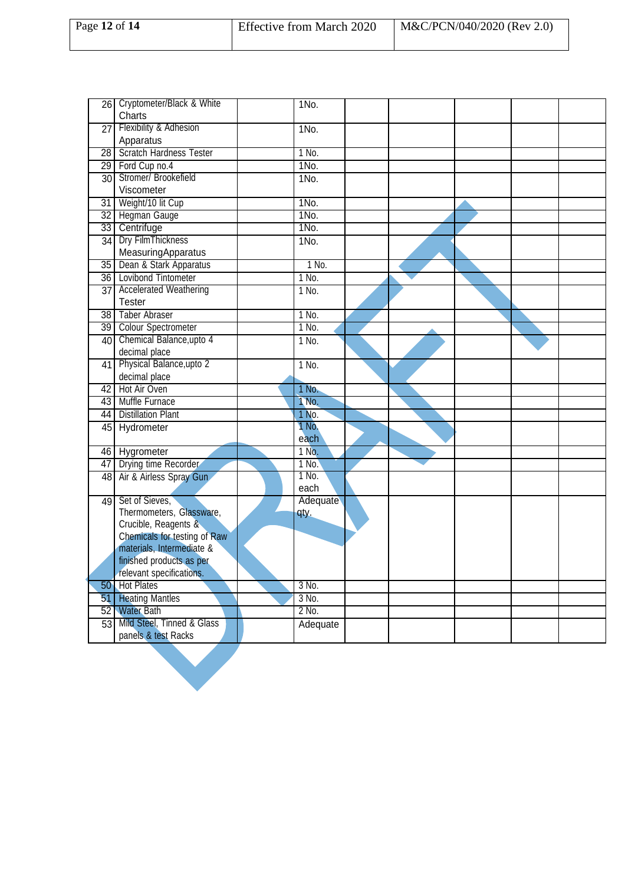| | | | | | | | | |
|---|---|---|---|---|---|---|---|---|
| 26 | Cryptometer/Black & White Charts | | 1No. | | | | | |
| 27 | Flexibility & Adhesion Apparatus | | 1No. | | | | | |
| 28 | Scratch Hardness Tester | | 1 No. | | | | | |
| 29 | Ford Cup no.4 | | 1No. | | | | | |
| 30 | Stromer/ Brookefield Viscometer | | 1No. | | | | | |
| 31 | Weight/10 lit Cup | | 1No. | | | | | |
| 32 | Hegman Gauge | | 1No. | | | | | |
| 33 | Centrifuge | | 1No. | | | | | |
| 34 | Dry FilmThickness MeasuringApparatus | | 1No. | | | | | |
| 35 | Dean & Stark Apparatus | | 1 No. | | | | | |
| 36 | Lovibond Tintometer | | 1 No. | | | | | |
| 37 | Accelerated Weathering Tester | | 1 No. | | | | | |
| 38 | Taber Abraser | | 1 No. | | | | | |
| 39 | Colour Spectrometer | | 1 No. | | | | | |
| 40 | Chemical Balance,upto 4 decimal place | | 1 No. | | | | | |
| 41 | Physical Balance,upto 2 decimal place | | 1 No. | | | | | |
| 42 | Hot Air Oven | | 1 No. | | | | | |
| 43 | Muffle Furnace | | 1 No. | | | | | |
| 44 | Distillation Plant | | 1 No. | | | | | |
| 45 | Hydrometer | | 1 No. each | | | | | |
| 46 | Hygrometer | | 1 No. | | | | | |
| 47 | Drying time Recorder | | 1 No. | | | | | |
| 48 | Air & Airless Spray Gun | | 1 No. each | | | | | |
| 49 | Set of Sieves, Thermometers, Glassware, Crucible, Reagents & Chemicals for testing of Raw materials, Intermediate & finished products as per relevant specifications. | | Adequate qty. | | | | | |
| 50 | Hot Plates | | 3 No. | | | | | |
| 51 | Heating Mantles | | 3 No. | | | | | |
| 52 | Water Bath | | 2 No. | | | | | |
| 53 | Mild Steel, Tinned & Glass panels & test Racks | | Adequate | | | | | |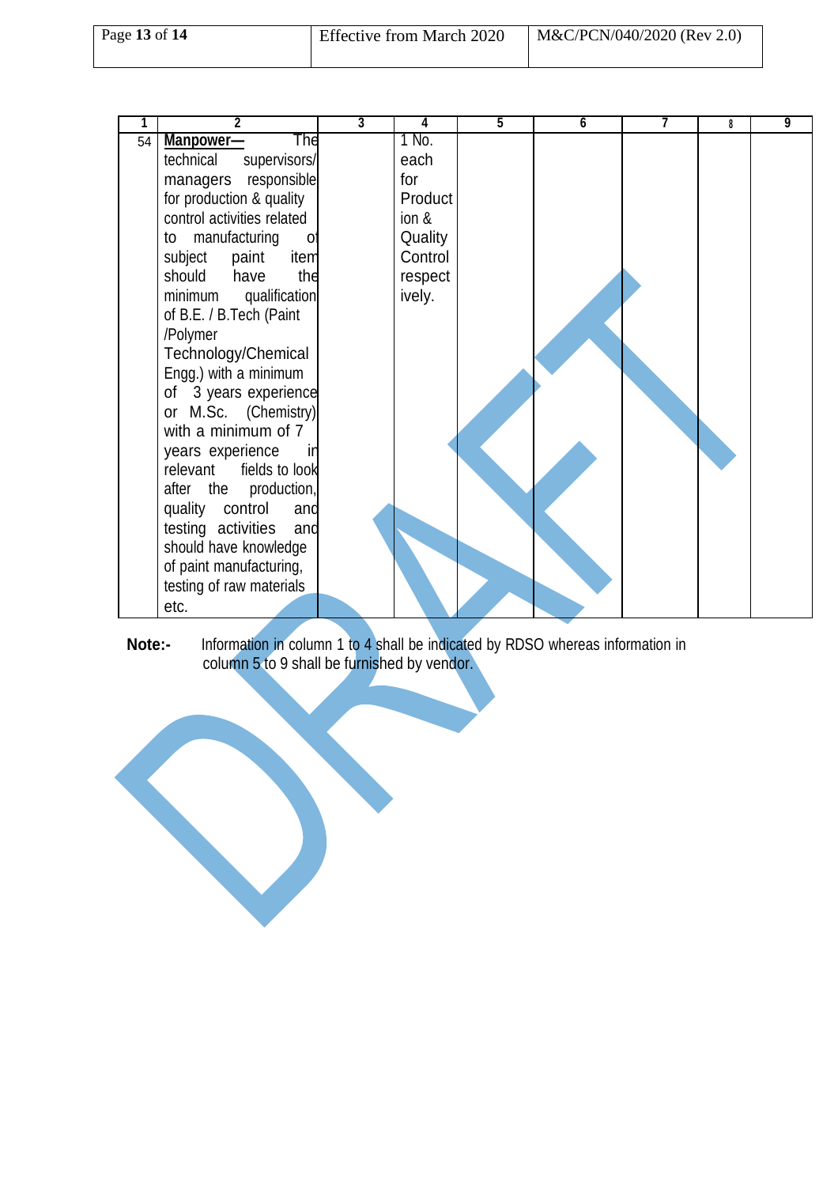| 1 | 2 | 3 | 4 | 5 | 6 | 7 | 8 | 9 |
|---|---|---|---|---|---|---|---|---|
| 54 | **Manpower—** The technical supervisors/ managers responsible for production & quality control activities related to manufacturing of subject paint item should have the minimum qualification of B.E. / B.Tech (Paint /Polymer Technology/Chemical Engg.) with a minimum of 3 years experience or M.Sc. (Chemistry) with a minimum of 7 years experience in relevant fields to look after the production, quality control and testing activities and should have knowledge of paint manufacturing, testing of raw materials etc. | | 1 No. each for Production & Quality Control respectively. | | | | | |

**Note:-** Information in column 1 to 4 shall be indicated by RDSO whereas information in column 5 to 9 shall be furnished by vendor.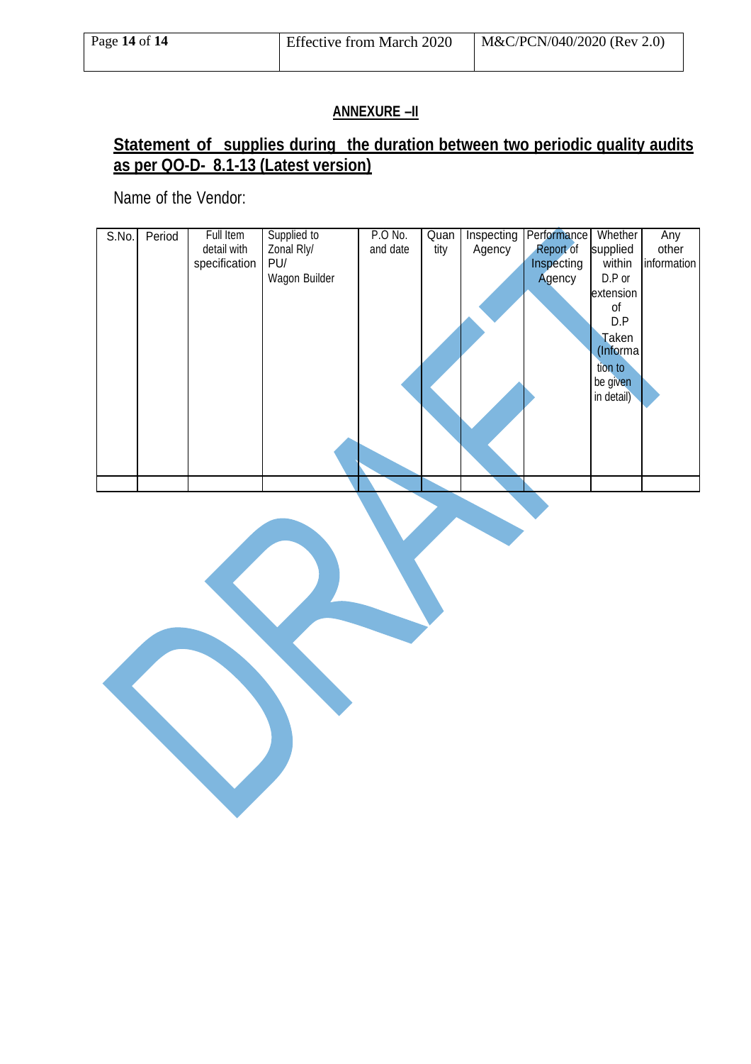## ANNEXURE –II

## Statement of supplies during the duration between two periodic quality audits as per QO-D- 8.1-13 (Latest version)

Name of the Vendor:

| S.No. | Period | Full Item detail with specification | Supplied to Zonal Rly/ PU/ Wagon Builder | P.O No. and date | Quantity | Inspecting Agency | Performance Report of Inspecting Agency | Whether supplied within D.P or extension of D.P Taken (Information to be given in detail) | Any other information |
|---|---|---|---|---|---|---|---|---|---|
| | | | | | | | | | |